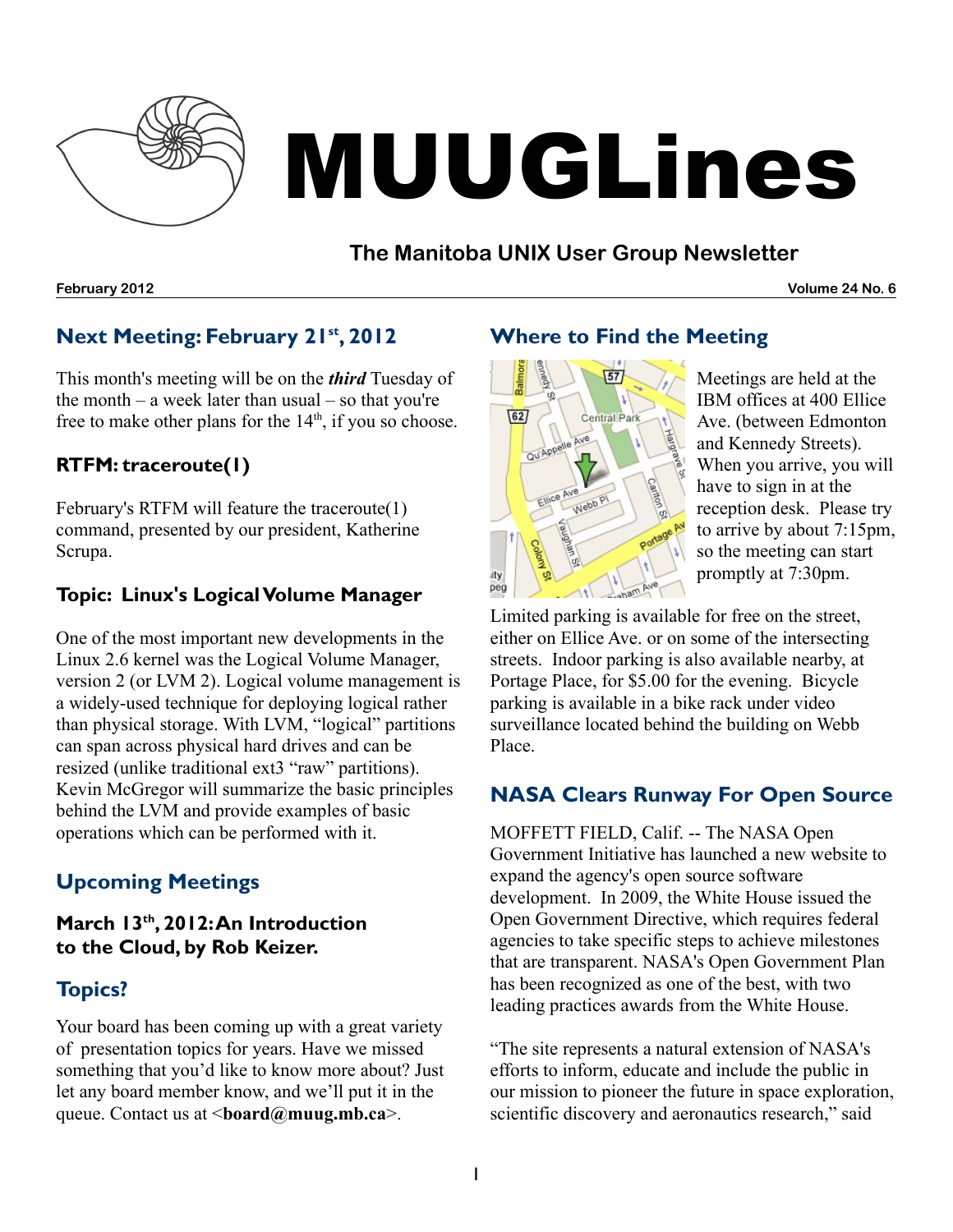# MUUGLines

## The Manitoba UNIX User Group Newsletter

**February 2012** **Volume 24 No. 6**

## Next Meeting: February 21st, 2012

This month's meeting will be on the ***third*** Tuesday of the month – a week later than usual – so that you're free to make other plans for the 14th, if you so choose.

### RTFM: traceroute(1)

February's RTFM will feature the traceroute(1) command, presented by our president, Katherine Scrupa.

### Topic: Linux's Logical Volume Manager

One of the most important new developments in the Linux 2.6 kernel was the Logical Volume Manager, version 2 (or LVM 2). Logical volume management is a widely-used technique for deploying logical rather than physical storage. With LVM, "logical" partitions can span across physical hard drives and can be resized (unlike traditional ext3 "raw" partitions). Kevin McGregor will summarize the basic principles behind the LVM and provide examples of basic operations which can be performed with it.

## Upcoming Meetings

### March 13th, 2012: An Introduction to the Cloud, by Rob Keizer.

## Topics?

Your board has been coming up with a great variety of presentation topics for years. Have we missed something that you'd like to know more about? Just let any board member know, and we'll put it in the queue. Contact us at <**board@muug.mb.ca**>.

## Where to Find the Meeting

Meetings are held at the IBM offices at 400 Ellice Ave. (between Edmonton and Kennedy Streets). When you arrive, you will have to sign in at the reception desk. Please try to arrive by about 7:15pm, so the meeting can start promptly at 7:30pm.

Limited parking is available for free on the street, either on Ellice Ave. or on some of the intersecting streets. Indoor parking is also available nearby, at Portage Place, for $5.00 for the evening. Bicycle parking is available in a bike rack under video surveillance located behind the building on Webb Place.

## NASA Clears Runway For Open Source

MOFFETT FIELD, Calif. -- The NASA Open Government Initiative has launched a new website to expand the agency's open source software development. In 2009, the White House issued the Open Government Directive, which requires federal agencies to take specific steps to achieve milestones that are transparent. NASA's Open Government Plan has been recognized as one of the best, with two leading practices awards from the White House.

"The site represents a natural extension of NASA's efforts to inform, educate and include the public in our mission to pioneer the future in space exploration, scientific discovery and aeronautics research," said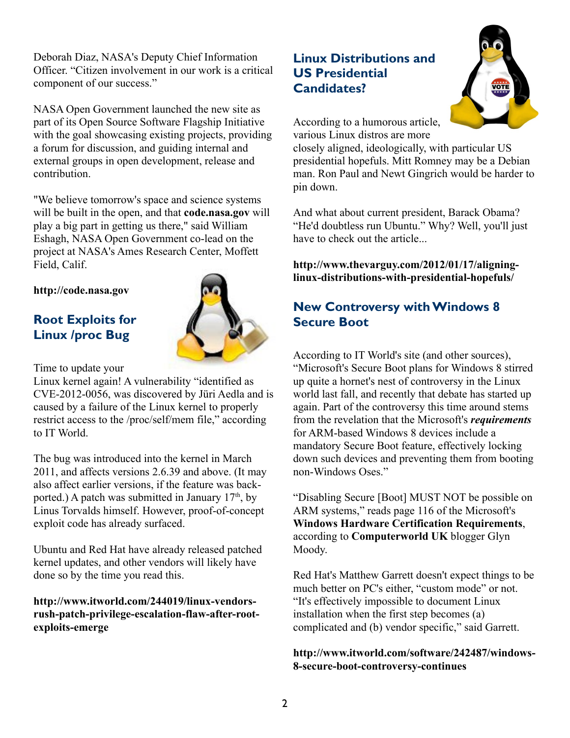Deborah Diaz, NASA's Deputy Chief Information Officer. "Citizen involvement in our work is a critical component of our success."

NASA Open Government launched the new site as part of its Open Source Software Flagship Initiative with the goal showcasing existing projects, providing a forum for discussion, and guiding internal and external groups in open development, release and contribution.

"We believe tomorrow's space and science systems will be built in the open, and that **code.nasa.gov** will play a big part in getting us there," said William Eshagh, NASA Open Government co-lead on the project at NASA's Ames Research Center, Moffett Field, Calif.

**http://code.nasa.gov**

## Root Exploits for Linux /proc Bug

Time to update your Linux kernel again! A vulnerability "identified as CVE-2012-0056, was discovered by Jüri Aedla and is caused by a failure of the Linux kernel to properly restrict access to the /proc/self/mem file," according to IT World.

The bug was introduced into the kernel in March 2011, and affects versions 2.6.39 and above. (It may also affect earlier versions, if the feature was back-ported.) A patch was submitted in January 17th, by Linus Torvalds himself. However, proof-of-concept exploit code has already surfaced.

Ubuntu and Red Hat have already released patched kernel updates, and other vendors will likely have done so by the time you read this.

**http://www.itworld.com/244019/linux-vendors-rush-patch-privilege-escalation-flaw-after-root-exploits-emerge**

## Linux Distributions and US Presidential Candidates?

According to a humorous article, various Linux distros are more closely aligned, ideologically, with particular US presidential hopefuls. Mitt Romney may be a Debian man. Ron Paul and Newt Gingrich would be harder to pin down.

And what about current president, Barack Obama? "He'd doubtless run Ubuntu." Why? Well, you'll just have to check out the article...

**http://www.thevarguy.com/2012/01/17/aligning-linux-distributions-with-presidential-hopefuls/**

## New Controversy with Windows 8 Secure Boot

According to IT World's site (and other sources), "Microsoft's Secure Boot plans for Windows 8 stirred up quite a hornet's nest of controversy in the Linux world last fall, and recently that debate has started up again. Part of the controversy this time around stems from the revelation that the Microsoft's ***requirements*** for ARM-based Windows 8 devices include a mandatory Secure Boot feature, effectively locking down such devices and preventing them from booting non-Windows Oses."

"Disabling Secure [Boot] MUST NOT be possible on ARM systems," reads page 116 of the Microsoft's **Windows Hardware Certification Requirements**, according to **Computerworld UK** blogger Glyn Moody.

Red Hat's Matthew Garrett doesn't expect things to be much better on PC's either, "custom mode" or not. "It's effectively impossible to document Linux installation when the first step becomes (a) complicated and (b) vendor specific," said Garrett.

**http://www.itworld.com/software/242487/windows-8-secure-boot-controversy-continues**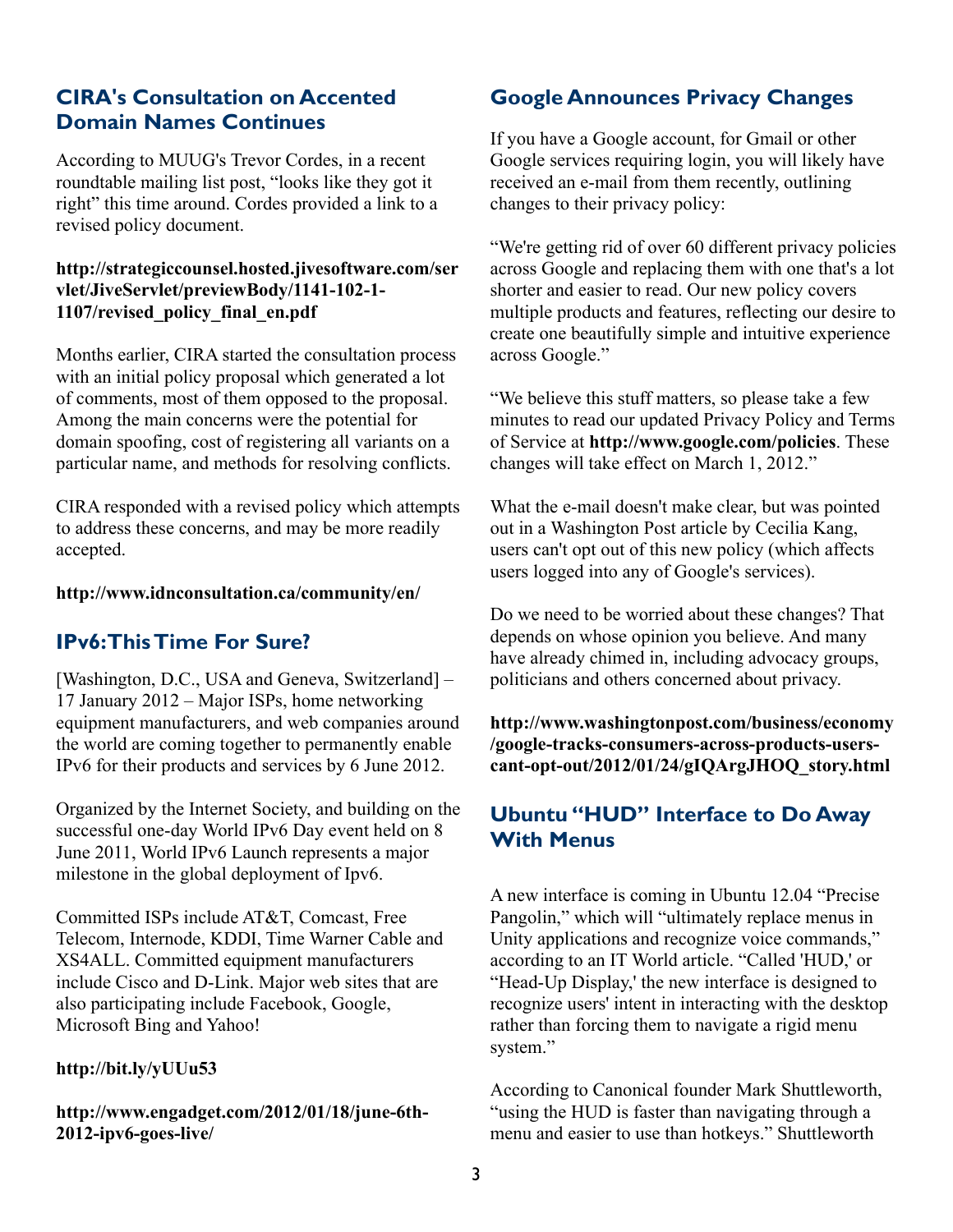## CIRA's Consultation on Accented Domain Names Continues

According to MUUG's Trevor Cordes, in a recent roundtable mailing list post, "looks like they got it right" this time around. Cordes provided a link to a revised policy document.

**http://strategiccounsel.hosted.jivesoftware.com/servlet/JiveServlet/previewBody/1141-102-1-1107/revised_policy_final_en.pdf**

Months earlier, CIRA started the consultation process with an initial policy proposal which generated a lot of comments, most of them opposed to the proposal. Among the main concerns were the potential for domain spoofing, cost of registering all variants on a particular name, and methods for resolving conflicts.

CIRA responded with a revised policy which attempts to address these concerns, and may be more readily accepted.

**http://www.idnconsultation.ca/community/en/**

## IPv6: This Time For Sure?

[Washington, D.C., USA and Geneva, Switzerland] – 17 January 2012 – Major ISPs, home networking equipment manufacturers, and web companies around the world are coming together to permanently enable IPv6 for their products and services by 6 June 2012.

Organized by the Internet Society, and building on the successful one-day World IPv6 Day event held on 8 June 2011, World IPv6 Launch represents a major milestone in the global deployment of Ipv6.

Committed ISPs include AT&T, Comcast, Free Telecom, Internode, KDDI, Time Warner Cable and XS4ALL. Committed equipment manufacturers include Cisco and D-Link. Major web sites that are also participating include Facebook, Google, Microsoft Bing and Yahoo!

**http://bit.ly/yUUu53**

**http://www.engadget.com/2012/01/18/june-6th-2012-ipv6-goes-live/**

## Google Announces Privacy Changes

If you have a Google account, for Gmail or other Google services requiring login, you will likely have received an e-mail from them recently, outlining changes to their privacy policy:

"We're getting rid of over 60 different privacy policies across Google and replacing them with one that's a lot shorter and easier to read. Our new policy covers multiple products and features, reflecting our desire to create one beautifully simple and intuitive experience across Google."

"We believe this stuff matters, so please take a few minutes to read our updated Privacy Policy and Terms of Service at **http://www.google.com/policies**. These changes will take effect on March 1, 2012."

What the e-mail doesn't make clear, but was pointed out in a Washington Post article by Cecilia Kang, users can't opt out of this new policy (which affects users logged into any of Google's services).

Do we need to be worried about these changes? That depends on whose opinion you believe. And many have already chimed in, including advocacy groups, politicians and others concerned about privacy.

**http://www.washingtonpost.com/business/economy/google-tracks-consumers-across-products-users-cant-opt-out/2012/01/24/gIQArgJHOQ_story.html**

## Ubuntu "HUD" Interface to Do Away With Menus

A new interface is coming in Ubuntu 12.04 "Precise Pangolin," which will "ultimately replace menus in Unity applications and recognize voice commands," according to an IT World article. "Called 'HUD,' or "Head-Up Display,' the new interface is designed to recognize users' intent in interacting with the desktop rather than forcing them to navigate a rigid menu system."

According to Canonical founder Mark Shuttleworth, "using the HUD is faster than navigating through a menu and easier to use than hotkeys." Shuttleworth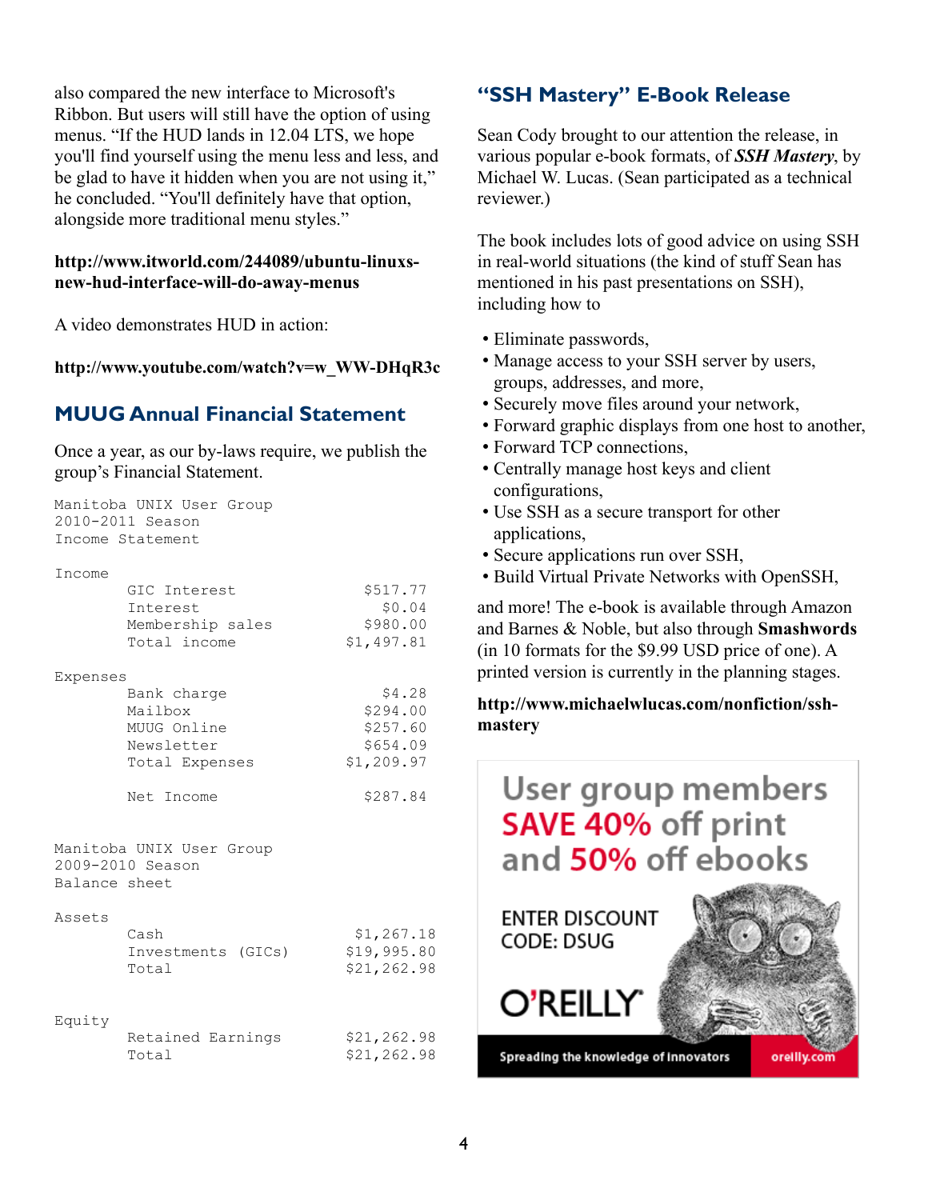also compared the new interface to Microsoft's Ribbon. But users will still have the option of using menus. “If the HUD lands in 12.04 LTS, we hope you'll find yourself using the menu less and less, and be glad to have it hidden when you are not using it,” he concluded. “You'll definitely have that option, alongside more traditional menu styles.”

**http://www.itworld.com/244089/ubuntu-linuxs-new-hud-interface-will-do-away-menus**

A video demonstrates HUD in action:

**http://www.youtube.com/watch?v=w_WW-DHqR3c**

## MUUG Annual Financial Statement

Once a year, as our by-laws require, we publish the group's Financial Statement.

```
Manitoba UNIX User Group
2010-2011 Season
Income Statement

Income
        GIC Interest                $517.77
        Interest                      $0.04
        Membership sales            $980.00
        Total income              $1,497.81

Expenses
        Bank charge                   $4.28
        Mailbox                     $294.00
        MUUG Online                 $257.60
        Newsletter                  $654.09
        Total Expenses            $1,209.97

        Net Income                  $287.84


Manitoba UNIX User Group
2009-2010 Season
Balance sheet

Assets
        Cash                        $1,267.18
        Investments (GICs)         $19,995.80
        Total                      $21,262.98


Equity
        Retained Earnings          $21,262.98
        Total                      $21,262.98
```

## "SSH Mastery" E-Book Release

Sean Cody brought to our attention the release, in various popular e-book formats, of ***SSH Mastery***, by Michael W. Lucas. (Sean participated as a technical reviewer.)

The book includes lots of good advice on using SSH in real-world situations (the kind of stuff Sean has mentioned in his past presentations on SSH), including how to

- Eliminate passwords,
- Manage access to your SSH server by users, groups, addresses, and more,
- Securely move files around your network,
- Forward graphic displays from one host to another,
- Forward TCP connections,
- Centrally manage host keys and client configurations,
- Use SSH as a secure transport for other applications,
- Secure applications run over SSH,
- Build Virtual Private Networks with OpenSSH,

and more! The e-book is available through Amazon and Barnes & Noble, but also through **Smashwords** (in 10 formats for the $9.99 USD price of one). A printed version is currently in the planning stages.

**http://www.michaelwlucas.com/nonfiction/ssh-mastery**

User group members SAVE 40% off print and 50% off ebooks

ENTER DISCOUNT CODE: DSUG

O'REILLY

Spreading the knowledge of innovators

oreilly.com